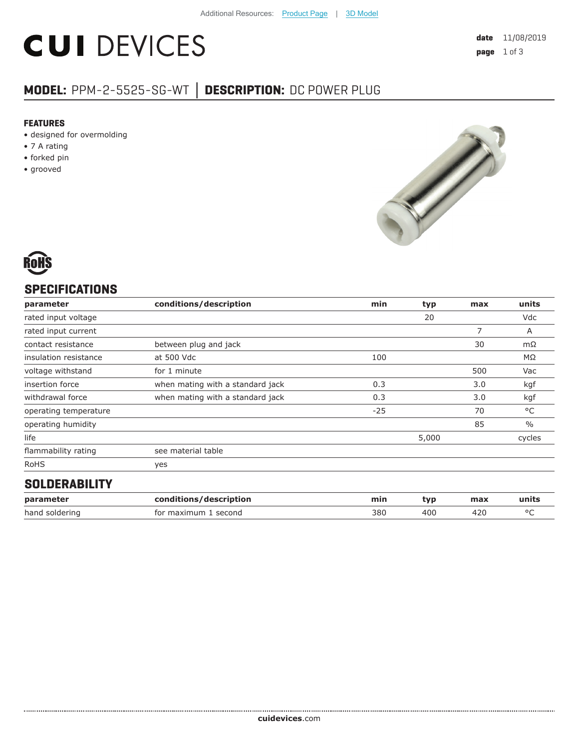Additional Resources: Product Page | 3D Model

# CUI DEVICES

**date** 11/08/2019

## MODEL: PPM-2-5525-SG-WT │ DESCRIPTION: DC POWER PLUG

### FEATURES

- designed for overmolding
- 7 A rating
- forked pin
- grooved

RoHS

## SPECIFICATIONS

| parameter | conditions/description | min | typ | max | units |
|---|---|---|---|---|---|
| rated input voltage | | | 20 | | Vdc |
| rated input current | | | | 7 | A |
| contact resistance | between plug and jack | | | 30 | mΩ |
| insulation resistance | at 500 Vdc | 100 | | | MΩ |
| voltage withstand | for 1 minute | | | 500 | Vac |
| insertion force | when mating with a standard jack | 0.3 | | 3.0 | kgf |
| withdrawal force | when mating with a standard jack | 0.3 | | 3.0 | kgf |
| operating temperature | | -25 | | 70 | °C |
| operating humidity | | | | 85 | % |
| life | | | 5,000 | | cycles |
| flammability rating | see material table | | | | |
| RoHS | yes | | | | |

## SOLDERABILITY

| parameter | conditions/description | min | typ | max | units |
|---|---|---|---|---|---|
| hand soldering | for maximum 1 second | 380 | 400 | 420 | °C |

**cuidevices**.com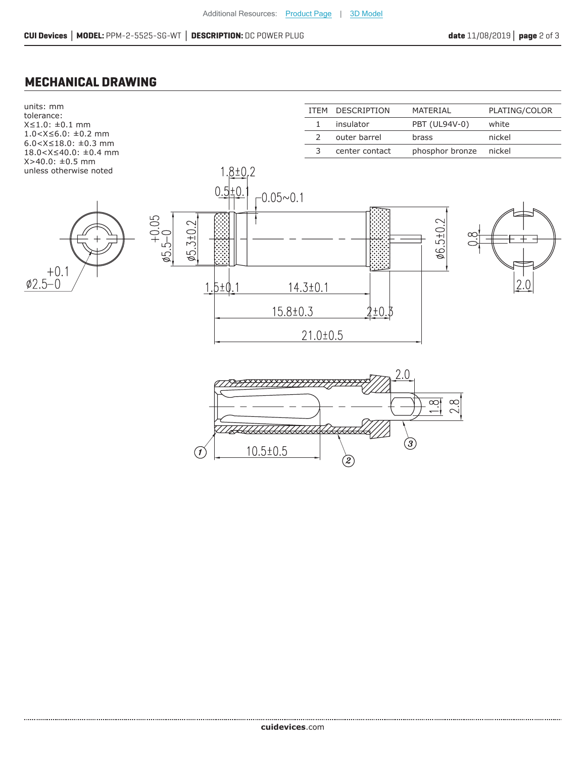## MECHANICAL DRAWING

units: mm
tolerance:
X≤1.0: ±0.1 mm
1.0<X≤6.0: ±0.2 mm
6.0<X≤18.0: ±0.3 mm
18.0<X≤40.0: ±0.4 mm
X>40.0: ±0.5 mm
unless otherwise noted

| ITEM | DESCRIPTION | MATERIAL | PLATING/COLOR |
|---|---|---|---|
| 1 | insulator | PBT (UL94V-0) | white |
| 2 | outer barrel | brass | nickel |
| 3 | center contact | phosphor bronze | nickel |

1.8±0.2
0.5±0.1
0.05~0.1
ø5.5 +0.05/−0
ø5.3±0.2
ø6.5±0.2
0.8
2.0
ø2.5 +0.1/−0
1.5±0.1
14.3±0.1
15.8±0.3
2±0.3
21.0±0.5

2.0
1.8
2.8
10.5±0.5
1
2
3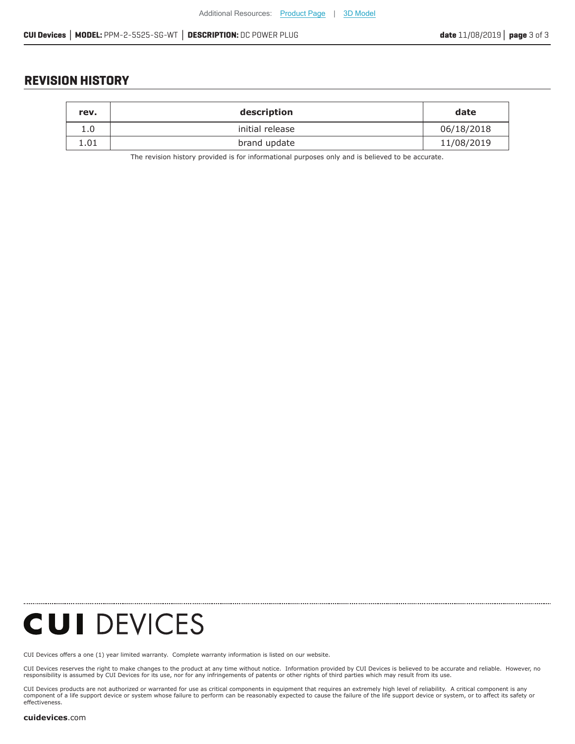## REVISION HISTORY

| rev. | description | date |
|---|---|---|
| 1.0 | initial release | 06/18/2018 |
| 1.01 | brand update | 11/08/2019 |

The revision history provided is for informational purposes only and is believed to be accurate.

**CUI DEVICES**

CUI Devices offers a one (1) year limited warranty. Complete warranty information is listed on our website.

CUI Devices reserves the right to make changes to the product at any time without notice. Information provided by CUI Devices is believed to be accurate and reliable. However, no responsibility is assumed by CUI Devices for its use, nor for any infringements of patents or other rights of third parties which may result from its use.

CUI Devices products are not authorized or warranted for use as critical components in equipment that requires an extremely high level of reliability. A critical component is any component of a life support device or system whose failure to perform can be reasonably expected to cause the failure of the life support device or system, or to affect its safety or effectiveness.

**cuidevices**.com